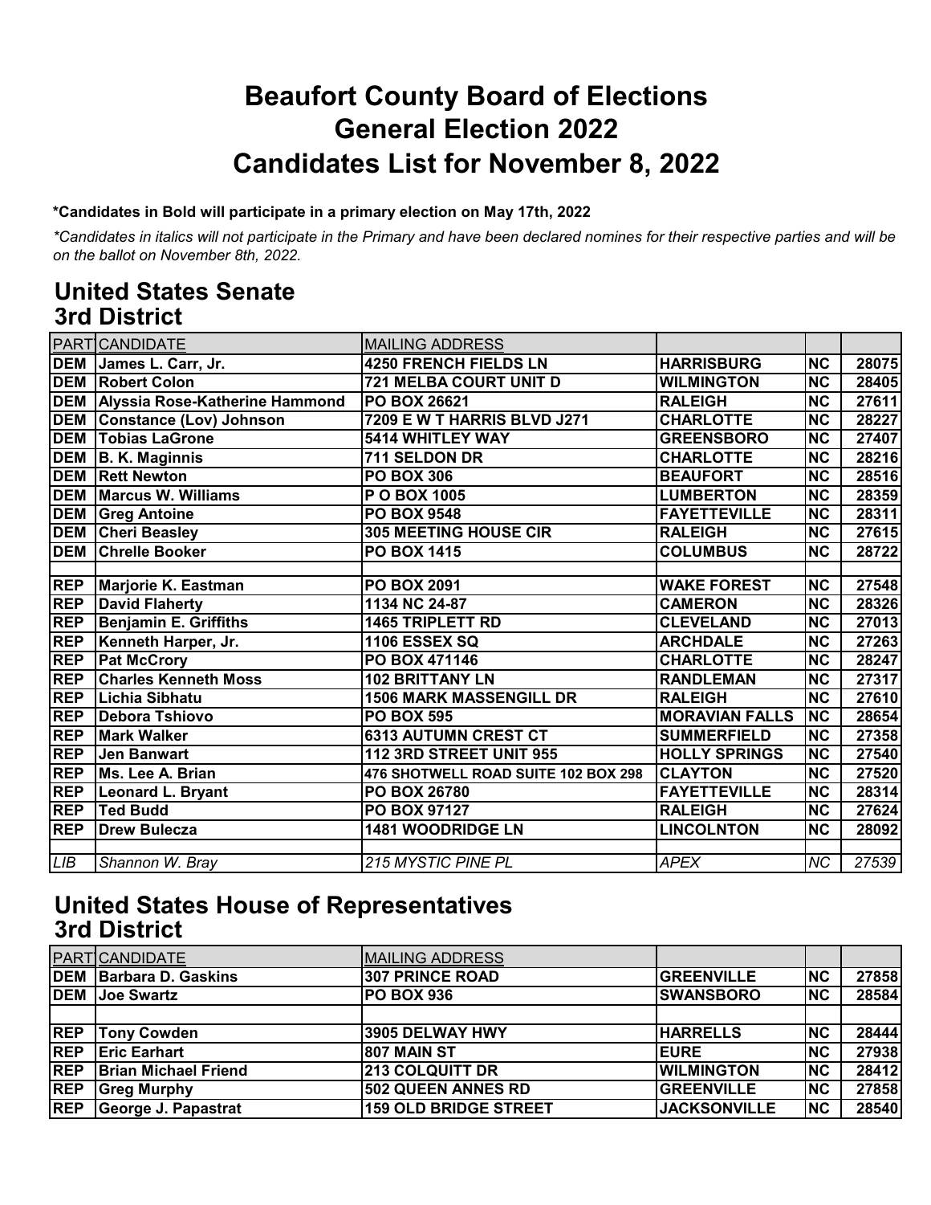# Beaufort County Board of Elections
# General Election 2022
# Candidates List for November 8, 2022

**\*Candidates in Bold will participate in a primary election on May 17th, 2022**

*\*Candidates in italics will not participate in the Primary and have been declared nomines for their respective parties and will be on the ballot on November 8th, 2022.*

## United States Senate
## 3rd District

| PARTY | CANDIDATE | MAILING ADDRESS | | | |
|---|---|---|---|---|---|
| **DEM** | **James L. Carr, Jr.** | **4250 FRENCH FIELDS LN** | **HARRISBURG** | **NC** | **28075** |
| **DEM** | **Robert Colon** | **721 MELBA COURT UNIT D** | **WILMINGTON** | **NC** | **28405** |
| **DEM** | **Alyssia Rose-Katherine Hammond** | **PO BOX 26621** | **RALEIGH** | **NC** | **27611** |
| **DEM** | **Constance (Lov) Johnson** | **7209 E W T HARRIS BLVD J271** | **CHARLOTTE** | **NC** | **28227** |
| **DEM** | **Tobias LaGrone** | **5414 WHITLEY WAY** | **GREENSBORO** | **NC** | **27407** |
| **DEM** | **B. K. Maginnis** | **711 SELDON DR** | **CHARLOTTE** | **NC** | **28216** |
| **DEM** | **Rett Newton** | **PO BOX 306** | **BEAUFORT** | **NC** | **28516** |
| **DEM** | **Marcus W. Williams** | **P O BOX 1005** | **LUMBERTON** | **NC** | **28359** |
| **DEM** | **Greg Antoine** | **PO BOX 9548** | **FAYETTEVILLE** | **NC** | **28311** |
| **DEM** | **Cheri Beasley** | **305 MEETING HOUSE CIR** | **RALEIGH** | **NC** | **27615** |
| **DEM** | **Chrelle Booker** | **PO BOX 1415** | **COLUMBUS** | **NC** | **28722** |
| | | | | | |
| **REP** | **Marjorie K. Eastman** | **PO BOX 2091** | **WAKE FOREST** | **NC** | **27548** |
| **REP** | **David Flaherty** | **1134 NC 24-87** | **CAMERON** | **NC** | **28326** |
| **REP** | **Benjamin E. Griffiths** | **1465 TRIPLETT RD** | **CLEVELAND** | **NC** | **27013** |
| **REP** | **Kenneth Harper, Jr.** | **1106 ESSEX SQ** | **ARCHDALE** | **NC** | **27263** |
| **REP** | **Pat McCrory** | **PO BOX 471146** | **CHARLOTTE** | **NC** | **28247** |
| **REP** | **Charles Kenneth Moss** | **102 BRITTANY LN** | **RANDLEMAN** | **NC** | **27317** |
| **REP** | **Lichia Sibhatu** | **1506 MARK MASSENGILL DR** | **RALEIGH** | **NC** | **27610** |
| **REP** | **Debora Tshiovo** | **PO BOX 595** | **MORAVIAN FALLS** | **NC** | **28654** |
| **REP** | **Mark Walker** | **6313 AUTUMN CREST CT** | **SUMMERFIELD** | **NC** | **27358** |
| **REP** | **Jen Banwart** | **112 3RD STREET UNIT 955** | **HOLLY SPRINGS** | **NC** | **27540** |
| **REP** | **Ms. Lee A. Brian** | **476 SHOTWELL ROAD SUITE 102 BOX 298** | **CLAYTON** | **NC** | **27520** |
| **REP** | **Leonard L. Bryant** | **PO BOX 26780** | **FAYETTEVILLE** | **NC** | **28314** |
| **REP** | **Ted Budd** | **PO BOX 97127** | **RALEIGH** | **NC** | **27624** |
| **REP** | **Drew Bulecza** | **1481 WOODRIDGE LN** | **LINCOLNTON** | **NC** | **28092** |
| | | | | | |
| *LIB* | *Shannon W. Bray* | *215 MYSTIC PINE PL* | *APEX* | *NC* | *27539* |

## United States House of Representatives
## 3rd District

| PARTY | CANDIDATE | MAILING ADDRESS | | | |
|---|---|---|---|---|---|
| **DEM** | **Barbara D. Gaskins** | **307 PRINCE ROAD** | **GREENVILLE** | **NC** | **27858** |
| **DEM** | **Joe Swartz** | **PO BOX 936** | **SWANSBORO** | **NC** | **28584** |
| | | | | | |
| **REP** | **Tony Cowden** | **3905 DELWAY HWY** | **HARRELLS** | **NC** | **28444** |
| **REP** | **Eric Earhart** | **807 MAIN ST** | **EURE** | **NC** | **27938** |
| **REP** | **Brian Michael Friend** | **213 COLQUITT DR** | **WILMINGTON** | **NC** | **28412** |
| **REP** | **Greg Murphy** | **502 QUEEN ANNES RD** | **GREENVILLE** | **NC** | **27858** |
| **REP** | **George J. Papastrat** | **159 OLD BRIDGE STREET** | **JACKSONVILLE** | **NC** | **28540** |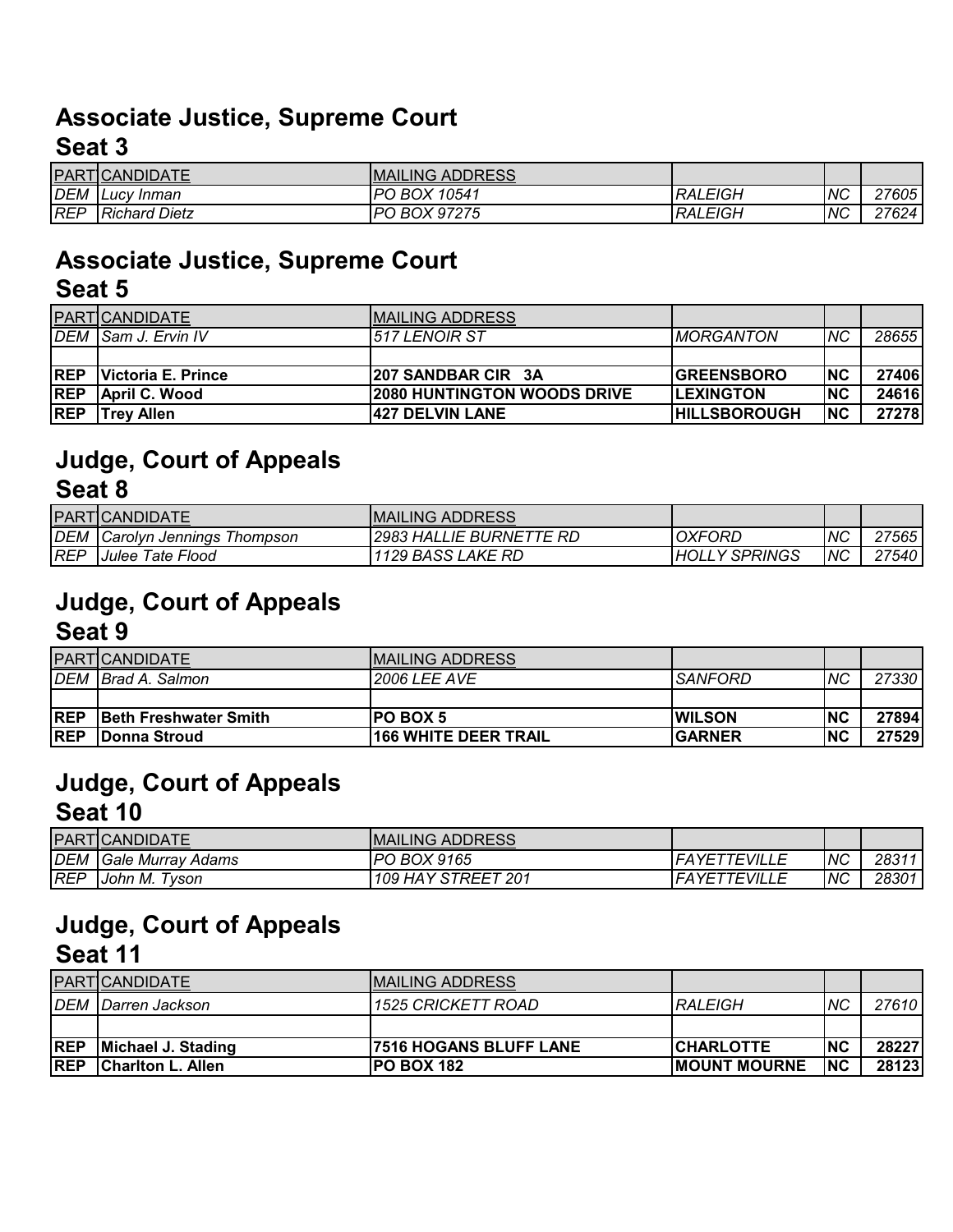## Associate Justice, Supreme Court
### Seat 3

| PART | CANDIDATE | MAILING ADDRESS | | | |
|---|---|---|---|---|---|
| *DEM* | *Lucy Inman* | *PO BOX 10541* | *RALEIGH* | *NC* | *27605* |
| *REP* | *Richard Dietz* | *PO BOX 97275* | *RALEIGH* | *NC* | *27624* |

## Associate Justice, Supreme Court
### Seat 5

| PART | CANDIDATE | MAILING ADDRESS | | | |
|---|---|---|---|---|---|
| *DEM* | *Sam J. Ervin IV* | *517 LENOIR ST* | *MORGANTON* | *NC* | *28655* |
| | | | | | |
| **REP** | **Victoria E. Prince** | **207 SANDBAR CIR 3A** | **GREENSBORO** | **NC** | **27406** |
| **REP** | **April C. Wood** | **2080 HUNTINGTON WOODS DRIVE** | **LEXINGTON** | **NC** | **24616** |
| **REP** | **Trey Allen** | **427 DELVIN LANE** | **HILLSBOROUGH** | **NC** | **27278** |

## Judge, Court of Appeals
### Seat 8

| PART | CANDIDATE | MAILING ADDRESS | | | |
|---|---|---|---|---|---|
| *DEM* | *Carolyn Jennings Thompson* | *2983 HALLIE BURNETTE RD* | *OXFORD* | *NC* | *27565* |
| *REP* | *Julee Tate Flood* | *1129 BASS LAKE RD* | *HOLLY SPRINGS* | *NC* | *27540* |

## Judge, Court of Appeals
### Seat 9

| PART | CANDIDATE | MAILING ADDRESS | | | |
|---|---|---|---|---|---|
| *DEM* | *Brad A. Salmon* | *2006 LEE AVE* | *SANFORD* | *NC* | *27330* |
| | | | | | |
| **REP** | **Beth Freshwater Smith** | **PO BOX 5** | **WILSON** | **NC** | **27894** |
| **REP** | **Donna Stroud** | **166 WHITE DEER TRAIL** | **GARNER** | **NC** | **27529** |

## Judge, Court of Appeals
### Seat 10

| PART | CANDIDATE | MAILING ADDRESS | | | |
|---|---|---|---|---|---|
| *DEM* | *Gale Murray Adams* | *PO BOX 9165* | *FAYETTEVILLE* | *NC* | *28311* |
| *REP* | *John M. Tyson* | *109 HAY STREET 201* | *FAYETTEVILLE* | *NC* | *28301* |

## Judge, Court of Appeals
### Seat 11

| PART | CANDIDATE | MAILING ADDRESS | | | |
|---|---|---|---|---|---|
| *DEM* | *Darren Jackson* | *1525 CRICKETT ROAD* | *RALEIGH* | *NC* | *27610* |
| | | | | | |
| **REP** | **Michael J. Stading** | **7516 HOGANS BLUFF LANE** | **CHARLOTTE** | **NC** | **28227** |
| **REP** | **Charlton L. Allen** | **PO BOX 182** | **MOUNT MOURNE** | **NC** | **28123** |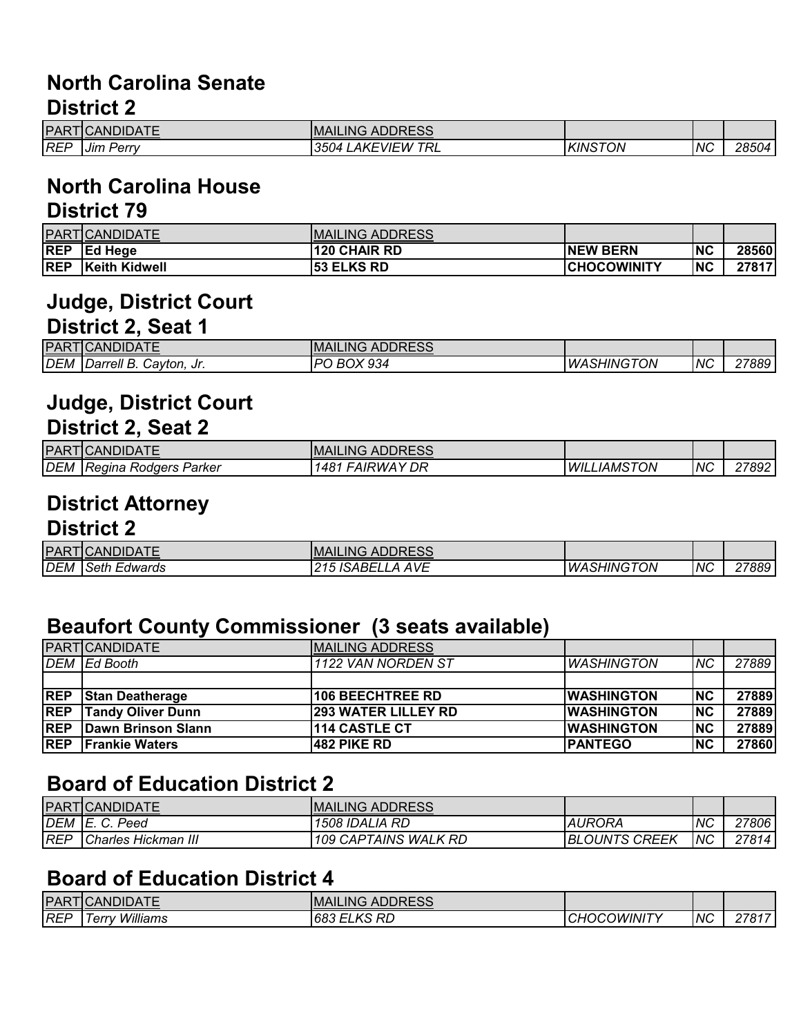## North Carolina Senate
### District 2

| PART | CANDIDATE | MAILING ADDRESS | | | |
|---|---|---|---|---|---|
| *REP* | *Jim Perry* | *3504 LAKEVIEW TRL* | *KINSTON* | *NC* | *28504* |

## North Carolina House
### District 79

| PART | CANDIDATE | MAILING ADDRESS | | | |
|---|---|---|---|---|---|
| **REP** | **Ed Hege** | **120 CHAIR RD** | **NEW BERN** | **NC** | **28560** |
| **REP** | **Keith Kidwell** | **53 ELKS RD** | **CHOCOWINITY** | **NC** | **27817** |

## Judge, District Court
### District 2, Seat 1

| PART | CANDIDATE | MAILING ADDRESS | | | |
|---|---|---|---|---|---|
| *DEM* | *Darrell B. Cayton, Jr.* | *PO BOX 934* | *WASHINGTON* | *NC* | *27889* |

## Judge, District Court
### District 2, Seat 2

| PART | CANDIDATE | MAILING ADDRESS | | | |
|---|---|---|---|---|---|
| *DEM* | *Regina Rodgers Parker* | *1481 FAIRWAY DR* | *WILLIAMSTON* | *NC* | *27892* |

## District Attorney
### District 2

| PART | CANDIDATE | MAILING ADDRESS | | | |
|---|---|---|---|---|---|
| *DEM* | *Seth Edwards* | *215 ISABELLA AVE* | *WASHINGTON* | *NC* | *27889* |

## Beaufort County Commissioner (3 seats available)

| PART | CANDIDATE | MAILING ADDRESS | | | |
|---|---|---|---|---|---|
| *DEM* | *Ed Booth* | *1122 VAN NORDEN ST* | *WASHINGTON* | *NC* | *27889* |
| | | | | | |
| **REP** | **Stan Deatherage** | **106 BEECHTREE RD** | **WASHINGTON** | **NC** | **27889** |
| **REP** | **Tandy Oliver Dunn** | **293 WATER LILLEY RD** | **WASHINGTON** | **NC** | **27889** |
| **REP** | **Dawn Brinson Slann** | **114 CASTLE CT** | **WASHINGTON** | **NC** | **27889** |
| **REP** | **Frankie Waters** | **482 PIKE RD** | **PANTEGO** | **NC** | **27860** |

## Board of Education District 2

| PART | CANDIDATE | MAILING ADDRESS | | | |
|---|---|---|---|---|---|
| *DEM* | *E. C. Peed* | *1508 IDALIA RD* | *AURORA* | *NC* | *27806* |
| *REP* | *Charles Hickman III* | *109 CAPTAINS WALK RD* | *BLOUNTS CREEK* | *NC* | *27814* |

## Board of Education District 4

| PART | CANDIDATE | MAILING ADDRESS | | | |
|---|---|---|---|---|---|
| *REP* | *Terry Williams* | *683 ELKS RD* | *CHOCOWINITY* | *NC* | *27817* |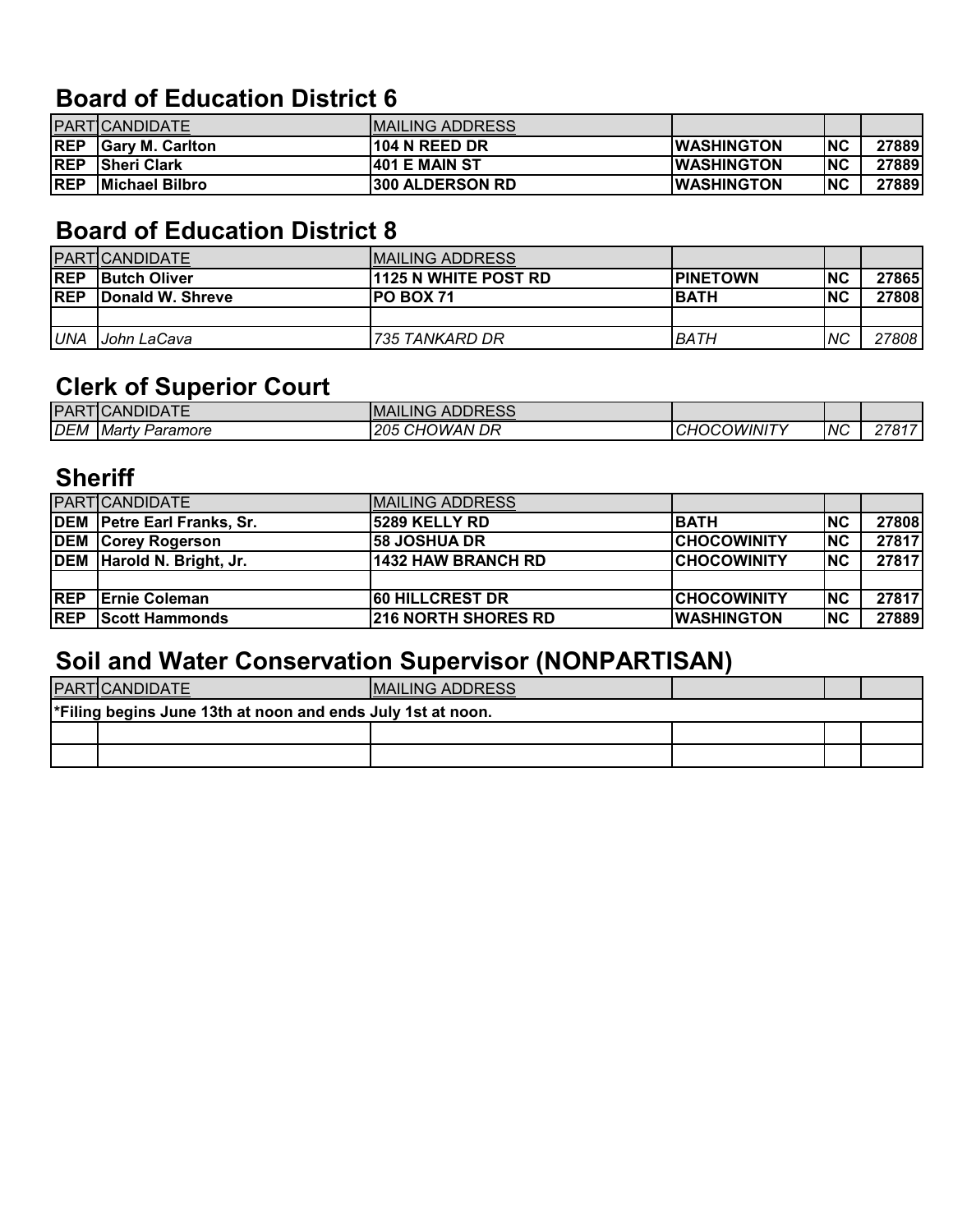## Board of Education District 6

| PART | CANDIDATE | MAILING ADDRESS | | | |
|---|---|---|---|---|---|
| **REP** | **Gary M. Carlton** | **104 N REED DR** | **WASHINGTON** | **NC** | **27889** |
| **REP** | **Sheri Clark** | **401 E MAIN ST** | **WASHINGTON** | **NC** | **27889** |
| **REP** | **Michael Bilbro** | **300 ALDERSON RD** | **WASHINGTON** | **NC** | **27889** |

## Board of Education District 8

| PART | CANDIDATE | MAILING ADDRESS | | | |
|---|---|---|---|---|---|
| **REP** | **Butch Oliver** | **1125 N WHITE POST RD** | **PINETOWN** | **NC** | **27865** |
| **REP** | **Donald W. Shreve** | **PO BOX 71** | **BATH** | **NC** | **27808** |
| | | | | | |
| *UNA* | *John LaCava* | *735 TANKARD DR* | *BATH* | *NC* | *27808* |

## Clerk of Superior Court

| PART | CANDIDATE | MAILING ADDRESS | | | |
|---|---|---|---|---|---|
| *DEM* | *Marty Paramore* | *205 CHOWAN DR* | *CHOCOWINITY* | *NC* | *27817* |

## Sheriff

| PART | CANDIDATE | MAILING ADDRESS | | | |
|---|---|---|---|---|---|
| **DEM** | **Petre Earl Franks, Sr.** | **5289 KELLY RD** | **BATH** | **NC** | **27808** |
| **DEM** | **Corey Rogerson** | **58 JOSHUA DR** | **CHOCOWINITY** | **NC** | **27817** |
| **DEM** | **Harold N. Bright, Jr.** | **1432 HAW BRANCH RD** | **CHOCOWINITY** | **NC** | **27817** |
| | | | | | |
| **REP** | **Ernie Coleman** | **60 HILLCREST DR** | **CHOCOWINITY** | **NC** | **27817** |
| **REP** | **Scott Hammonds** | **216 NORTH SHORES RD** | **WASHINGTON** | **NC** | **27889** |

## Soil and Water Conservation Supervisor (NONPARTISAN)

| PART | CANDIDATE | MAILING ADDRESS | | | |
|---|---|---|---|---|---|
| **\*Filing begins June 13th at noon and ends July 1st at noon.** | | | | | |
| | | | | | |
| | | | | | |